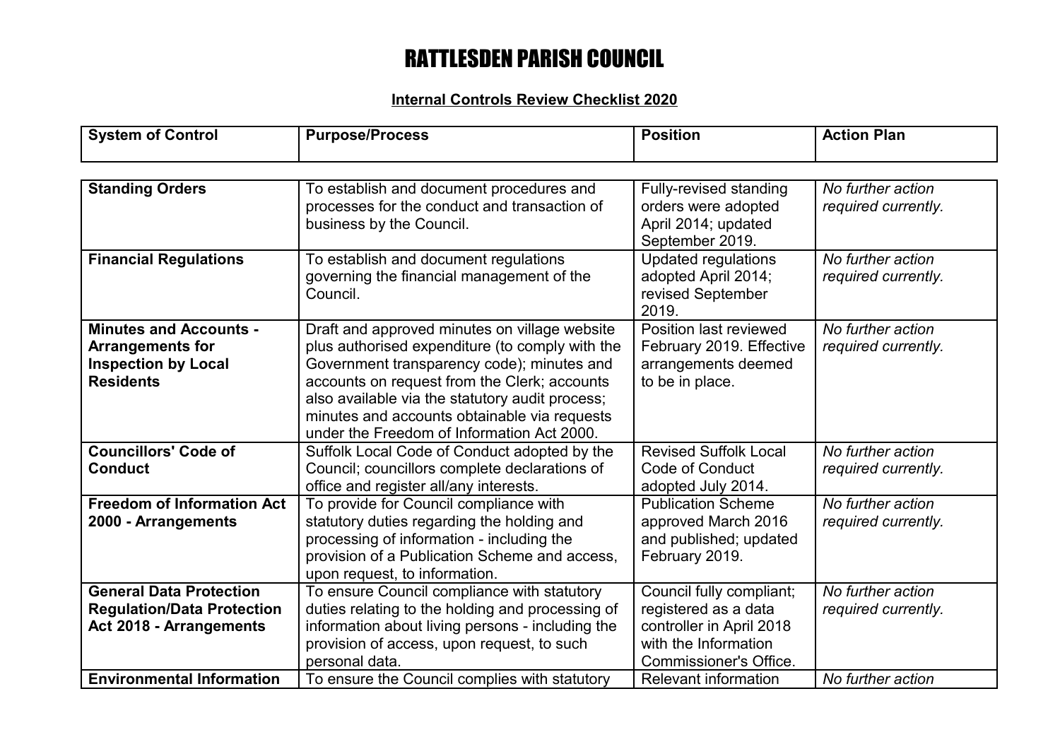# RATTLESDEN PARISH COUNCIL

## Internal Controls Review Checklist 2020

| System of Control | Purpose/Process | Position | Action Plan |
|---|---|---|---|
| **Standing Orders** | To establish and document procedures and processes for the conduct and transaction of business by the Council. | Fully-revised standing orders were adopted April 2014; updated September 2019. | *No further action required currently.* |
| **Financial Regulations** | To establish and document regulations governing the financial management of the Council. | Updated regulations adopted April 2014; revised September 2019. | *No further action required currently.* |
| **Minutes and Accounts - Arrangements for Inspection by Local Residents** | Draft and approved minutes on village website plus authorised expenditure (to comply with the Government transparency code); minutes and accounts on request from the Clerk; accounts also available via the statutory audit process; minutes and accounts obtainable via requests under the Freedom of Information Act 2000. | Position last reviewed February 2019. Effective arrangements deemed to be in place. | *No further action required currently.* |
| **Councillors' Code of Conduct** | Suffolk Local Code of Conduct adopted by the Council; councillors complete declarations of office and register all/any interests. | Revised Suffolk Local Code of Conduct adopted July 2014. | *No further action required currently.* |
| **Freedom of Information Act 2000 - Arrangements** | To provide for Council compliance with statutory duties regarding the holding and processing of information - including the provision of a Publication Scheme and access, upon request, to information. | Publication Scheme approved March 2016 and published; updated February 2019. | *No further action required currently.* |
| **General Data Protection Regulation/Data Protection Act 2018 - Arrangements** | To ensure Council compliance with statutory duties relating to the holding and processing of information about living persons - including the provision of access, upon request, to such personal data. | Council fully compliant; registered as a data controller in April 2018 with the Information Commissioner's Office. | *No further action required currently.* |
| **Environmental Information** | To ensure the Council complies with statutory | Relevant information | *No further action* |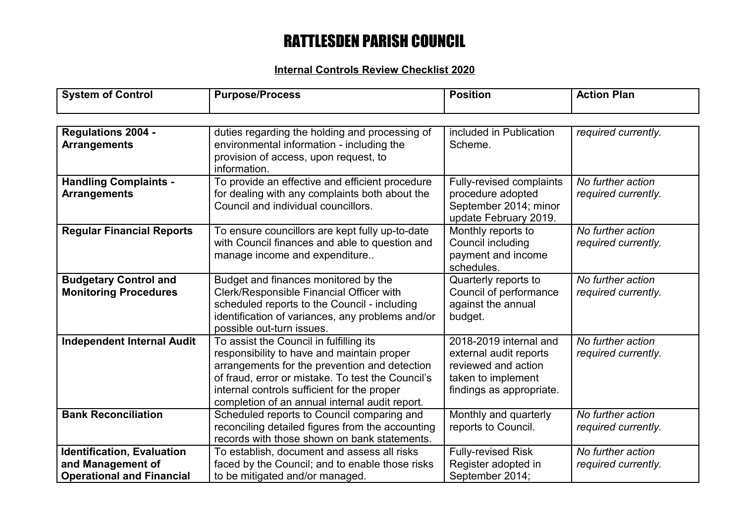# RATTLESDEN PARISH COUNCIL

**Internal Controls Review Checklist 2020**

| System of Control | Purpose/Process | Position | Action Plan |
|---|---|---|---|
| **Regulations 2004 - Arrangements** | duties regarding the holding and processing of environmental information - including the provision of access, upon request, to information. | included in Publication Scheme. | *required currently.* |
| **Handling Complaints - Arrangements** | To provide an effective and efficient procedure for dealing with any complaints both about the Council and individual councillors. | Fully-revised complaints procedure adopted September 2014; minor update February 2019. | *No further action required currently.* |
| **Regular Financial Reports** | To ensure councillors are kept fully up-to-date with Council finances and able to question and manage income and expenditure.. | Monthly reports to Council including payment and income schedules. | *No further action required currently.* |
| **Budgetary Control and Monitoring Procedures** | Budget and finances monitored by the Clerk/Responsible Financial Officer with scheduled reports to the Council - including identification of variances, any problems and/or possible out-turn issues. | Quarterly reports to Council of performance against the annual budget. | *No further action required currently.* |
| **Independent Internal Audit** | To assist the Council in fulfilling its responsibility to have and maintain proper arrangements for the prevention and detection of fraud, error or mistake. To test the Council's internal controls sufficient for the proper completion of an annual internal audit report. | 2018-2019 internal and external audit reports reviewed and action taken to implement findings as appropriate. | *No further action required currently.* |
| **Bank Reconciliation** | Scheduled reports to Council comparing and reconciling detailed figures from the accounting records with those shown on bank statements. | Monthly and quarterly reports to Council. | *No further action required currently.* |
| **Identification, Evaluation and Management of Operational and Financial** | To establish, document and assess all risks faced by the Council; and to enable those risks to be mitigated and/or managed. | Fully-revised Risk Register adopted in September 2014; | *No further action required currently.* |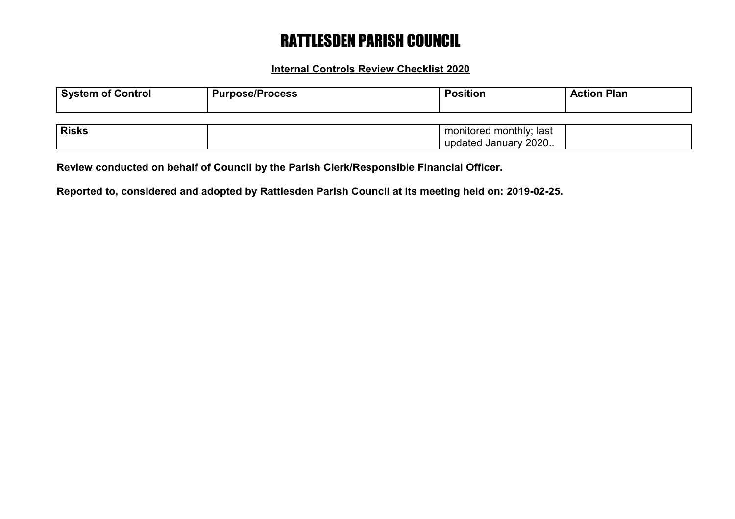# RATTLESDEN PARISH COUNCIL

**Internal Controls Review Checklist 2020**

| System of Control | Purpose/Process | Position | Action Plan |
|---|---|---|---|
| **Risks** | | monitored monthly; last updated January 2020.. | |

**Review conducted on behalf of Council by the Parish Clerk/Responsible Financial Officer.**

**Reported to, considered and adopted by Rattlesden Parish Council at its meeting held on: 2019-02-25.**